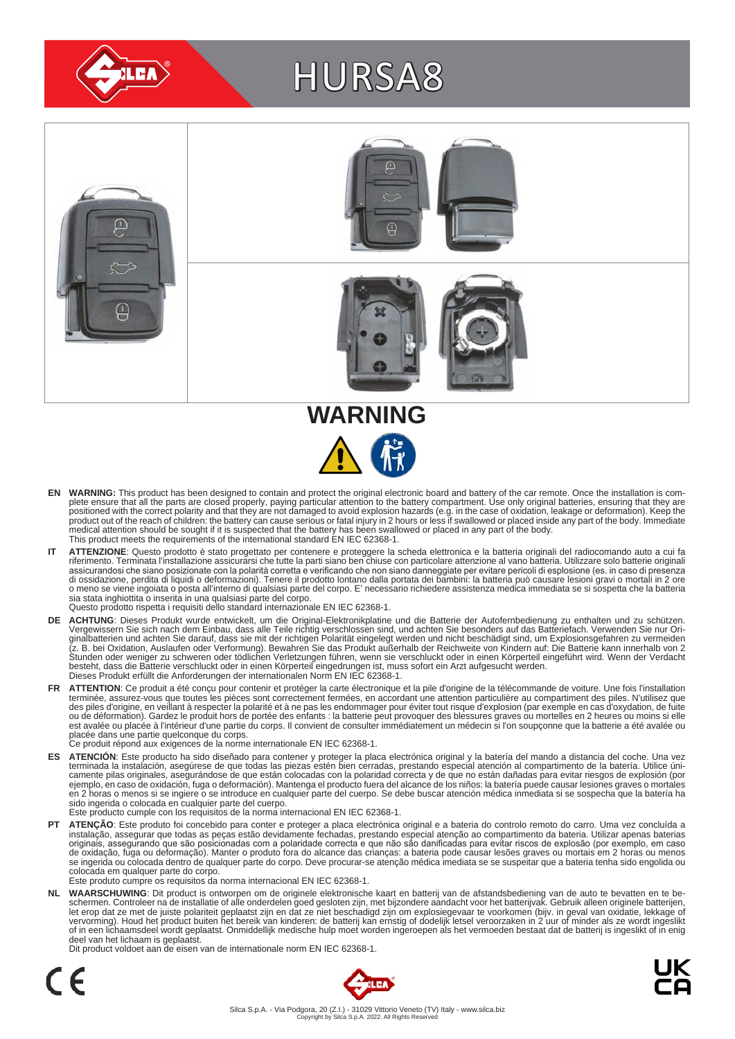# HURSA8

## WARNING

**EN** **WARNING:** This product has been designed to contain and protect the original electronic board and battery of the car remote. Once the installation is complete ensure that all the parts are closed properly, paying particular attention to the battery compartment. Use only original batteries, ensuring that they are positioned with the correct polarity and that they are not damaged to avoid explosion hazards (e.g. in the case of oxidation, leakage or deformation). Keep the product out of the reach of children: the battery can cause serious or fatal injury in 2 hours or less if swallowed or placed inside any part of the body. Immediate medical attention should be sought if it is suspected that the battery has been swallowed or placed in any part of the body.
This product meets the requirements of the international standard EN IEC 62368-1.

**IT** **ATTENZIONE**: Questo prodotto è stato progettato per contenere e proteggere la scheda elettronica e la batteria originali del radiocomando auto a cui fa riferimento. Terminata l'installazione assicurarsi che tutte la parti siano ben chiuse con particolare attenzione al vano batteria. Utilizzare solo batterie originali assicurandosi che siano posizionate con la polarità corretta e verificando che non siano danneggiate per evitare pericoli di esplosione (es. in caso di presenza di ossidazione, perdita di liquidi o deformazioni). Tenere il prodotto lontano dalla portata dei bambini: la batteria può causare lesioni gravi o mortali in 2 ore o meno se viene ingoiata o posta all'interno di qualsiasi parte del corpo. E' necessario richiedere assistenza medica immediata se si sospetta che la batteria sia stata inghiottita o inserita in una qualsiasi parte del corpo.
Questo prodotto rispetta i requisiti dello standard internazionale EN IEC 62368-1.

**DE** **ACHTUNG**: Dieses Produkt wurde entwickelt, um die Original-Elektronikplatine und die Batterie der Autofernbedienung zu enthalten und zu schützen. Vergewissern Sie sich nach dem Einbau, dass alle Teile richtig verschlossen sind, und achten Sie besonders auf das Batteriefach. Verwenden Sie nur Originalbatterien und achten Sie darauf, dass sie mit der richtigen Polarität eingelegt werden und nicht beschädigt sind, um Explosionsgefahren zu vermeiden (z. B. bei Oxidation, Auslaufen oder Verformung). Bewahren Sie das Produkt außerhalb der Reichweite von Kindern auf: Die Batterie kann innerhalb von 2 Stunden oder weniger zu schweren oder tödlichen Verletzungen führen, wenn sie verschluckt oder in einen Körperteil eingeführt wird. Wenn der Verdacht besteht, dass die Batterie verschluckt oder in einen Körperteil eingedrungen ist, muss sofort ein Arzt aufgesucht werden.
Dieses Produkt erfüllt die Anforderungen der internationalen Norm EN IEC 62368-1.

**FR** **ATTENTION**: Ce produit a été conçu pour contenir et protéger la carte électronique et la pile d'origine de la télécommande de voiture. Une fois l'installation terminée, assurez-vous que toutes les pièces sont correctement fermées, en accordant une attention particulière au compartiment des piles. N'utilisez que des piles d'origine, en veillant à respecter la polarité et à ne pas les endommager pour éviter tout risque d'explosion (par exemple en cas d'oxydation, de fuite ou de déformation). Gardez le produit hors de portée des enfants : la batterie peut provoquer des blessures graves ou mortelles en 2 heures ou moins si elle est avalée ou placée à l'intérieur d'une partie du corps. Il convient de consulter immédiatement un médecin si l'on soupçonne que la batterie a été avalée ou placée dans une partie quelconque du corps.
Ce produit répond aux exigences de la norme internationale EN IEC 62368-1.

**ES** **ATENCIÓN**: Este producto ha sido diseñado para contener y proteger la placa electrónica original y la batería del mando a distancia del coche. Una vez terminada la instalación, asegúrese de que todas las piezas estén bien cerradas, prestando especial atención al compartimento de la batería. Utilice únicamente pilas originales, asegurándose de que están colocadas con la polaridad correcta y de que no están dañadas para evitar riesgos de explosión (por ejemplo, en caso de oxidación, fuga o deformación). Mantenga el producto fuera del alcance de los niños: la batería puede causar lesiones graves o mortales en 2 horas o menos si se ingiere o se introduce en cualquier parte del cuerpo. Se debe buscar atención médica inmediata si se sospecha que la batería ha sido ingerida o colocada en cualquier parte del cuerpo.
Este producto cumple con los requisitos de la norma internacional EN IEC 62368-1.

**PT** **ATENÇÃO**: Este produto foi concebido para conter e proteger a placa electrónica original e a bateria do controlo remoto do carro. Uma vez concluída a instalação, assegurar que todas as peças estão devidamente fechadas, prestando especial atenção ao compartimento da bateria. Utilizar apenas baterias originais, assegurando que são posicionadas com a polaridade correcta e que não são danificadas para evitar riscos de explosão (por exemplo, em caso de oxidação, fuga ou deformação). Manter o produto fora do alcance das crianças: a bateria pode causar lesões graves ou mortais em 2 horas ou menos se ingerida ou colocada dentro de qualquer parte do corpo. Deve procurar-se atenção médica imediata se se suspeitar que a bateria tenha sido engolida ou colocada em qualquer parte do corpo.
Este produto cumpre os requisitos da norma internacional EN IEC 62368-1.

**NL** **WAARSCHUWING**: Dit product is ontworpen om de originele elektronische kaart en batterij van de afstandsbediening van de auto te bevatten en te beschermen. Controleer na de installatie of alle onderdelen goed gesloten zijn, met bijzondere aandacht voor het batterijvak. Gebruik alleen originele batterijen, let erop dat ze met de juiste polariteit geplaatst zijn en dat ze niet beschadigd zijn om explosiegevaar te voorkomen (bijv. in geval van oxidatie, lekkage of vervorming). Houd het product buiten het bereik van kinderen: de batterij kan ernstig of dodelijk letsel veroorzaken in 2 uur of minder als ze wordt ingeslikt of in een lichaamsdeel wordt geplaatst. Onmiddellijk medische hulp moet worden ingeroepen als het vermoeden bestaat dat de batterij is ingeslikt of in enig deel van het lichaam is geplaatst.
Dit product voldoet aan de eisen van de internationale norm EN IEC 62368-1.

Silca S.p.A. - Via Podgora, 20 (Z.I.) - 31029 Vittorio Veneto (TV) Italy - www.silca.biz
Copyright by Silca S.p.A. 2022. All Rights Reserved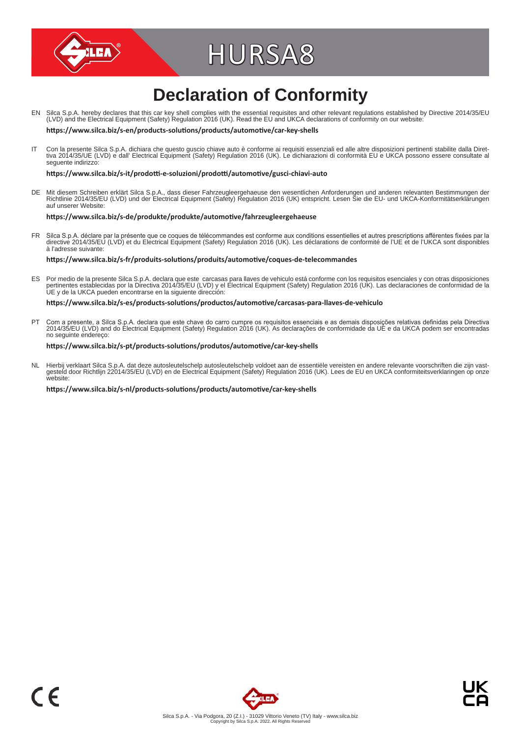# HURSA8

## Declaration of Conformity

EN Silca S.p.A. hereby declares that this car key shell complies with the essential requisites and other relevant regulations established by Directive 2014/35/EU (LVD) and the Electrical Equipment (Safety) Regulation 2016 (UK). Read the EU and UKCA declarations of conformity on our website:

**https://www.silca.biz/s-en/products-solutions/products/automotive/car-key-shells**

IT Con la presente Silca S.p.A. dichiara che questo guscio chiave auto è conforme ai requisiti essenziali ed alle altre disposizioni pertinenti stabilite dalla Direttiva 2014/35/UE (LVD) e dall' Electrical Equipment (Safety) Regulation 2016 (UK). Le dichiarazioni di conformità EU e UKCA possono essere consultate al seguente indirizzo:

**https://www.silca.biz/s-it/prodotti-e-soluzioni/prodotti/automotive/gusci-chiavi-auto**

DE Mit diesem Schreiben erklärt Silca S.p.A., dass dieser Fahrzeugleergehaeuse den wesentlichen Anforderungen und anderen relevanten Bestimmungen der Richtlinie 2014/35/EU (LVD) und der Electrical Equipment (Safety) Regulation 2016 (UK) entspricht. Lesen Sie die EU- und UKCA-Konformitätserklärungen auf unserer Website:

**https://www.silca.biz/s-de/produkte/produkte/automotive/fahrzeugleergehaeuse**

FR Silca S.p.A. déclare par la présente que ce coques de télécommandes est conforme aux conditions essentielles et autres prescriptions afférentes fixées par la directive 2014/35/EU (LVD) et du Electrical Equipment (Safety) Regulation 2016 (UK). Les déclarations de conformité de l'UE et de l'UKCA sont disponibles à l'adresse suivante:

**https://www.silca.biz/s-fr/produits-solutions/produits/automotive/coques-de-telecommandes**

ES Por medio de la presente Silca S.p.A. declara que este carcasas para llaves de vehiculo está conforme con los requisitos esenciales y con otras disposiciones pertinentes establecidas por la Directiva 2014/35/EU (LVD) y el Electrical Equipment (Safety) Regulation 2016 (UK). Las declaraciones de conformidad de la UE y de la UKCA pueden encontrarse en la siguiente dirección:

**https://www.silca.biz/s-es/products-solutions/productos/automotive/carcasas-para-llaves-de-vehiculo**

PT Com a presente, a Silca S.p.A. declara que este chave do carro cumpre os requisitos essenciais e as demais disposições relativas definidas pela Directiva 2014/35/EU (LVD) and do Electrical Equipment (Safety) Regulation 2016 (UK). As declarações de conformidade da UE e da UKCA podem ser encontradas no seguinte endereço:

**https://www.silca.biz/s-pt/products-solutions/produtos/automotive/car-key-shells**

NL Hierbij verklaart Silca S.p.A. dat deze autosleutelschelp autosleutelschelp voldoet aan de essentiële vereisten en andere relevante voorschriften die zijn vastgesteld door Richtlijn 22014/35/EU (LVD) en de Electrical Equipment (Safety) Regulation 2016 (UK). Lees de EU en UKCA conformiteitsverklaringen op onze website:

**https://www.silca.biz/s-nl/products-solutions/products/automotive/car-key-shells**

CE

UK CA

Silca S.p.A. - Via Podgora, 20 (Z.I.) - 31029 Vittorio Veneto (TV) Italy - www.silca.biz
Copyright by Silca S.p.A. 2022. All Rights Reserved